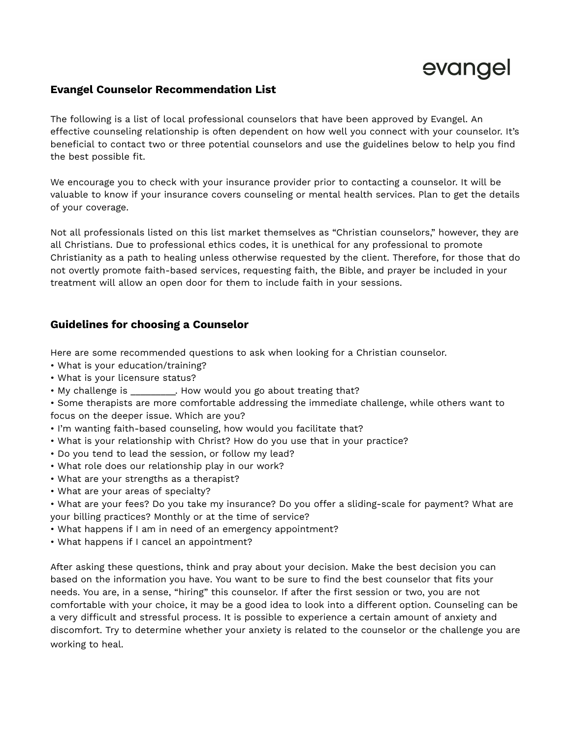evangel

## Evangel Counselor Recommendation List

The following is a list of local professional counselors that have been approved by Evangel. An effective counseling relationship is often dependent on how well you connect with your counselor. It's beneficial to contact two or three potential counselors and use the guidelines below to help you find the best possible fit.

We encourage you to check with your insurance provider prior to contacting a counselor. It will be valuable to know if your insurance covers counseling or mental health services. Plan to get the details of your coverage.

Not all professionals listed on this list market themselves as "Christian counselors," however, they are all Christians. Due to professional ethics codes, it is unethical for any professional to promote Christianity as a path to healing unless otherwise requested by the client. Therefore, for those that do not overtly promote faith-based services, requesting faith, the Bible, and prayer be included in your treatment will allow an open door for them to include faith in your sessions.

## Guidelines for choosing a Counselor

Here are some recommended questions to ask when looking for a Christian counselor.

- What is your education/training?
- What is your licensure status?
- My challenge is _________. How would you go about treating that?
- Some therapists are more comfortable addressing the immediate challenge, while others want to focus on the deeper issue. Which are you?
- I'm wanting faith-based counseling, how would you facilitate that?
- What is your relationship with Christ? How do you use that in your practice?
- Do you tend to lead the session, or follow my lead?
- What role does our relationship play in our work?
- What are your strengths as a therapist?
- What are your areas of specialty?
- What are your fees? Do you take my insurance? Do you offer a sliding-scale for payment? What are your billing practices? Monthly or at the time of service?
- What happens if I am in need of an emergency appointment?
- What happens if I cancel an appointment?

After asking these questions, think and pray about your decision. Make the best decision you can based on the information you have. You want to be sure to find the best counselor that fits your needs. You are, in a sense, "hiring" this counselor. If after the first session or two, you are not comfortable with your choice, it may be a good idea to look into a different option. Counseling can be a very difficult and stressful process. It is possible to experience a certain amount of anxiety and discomfort. Try to determine whether your anxiety is related to the counselor or the challenge you are working to heal.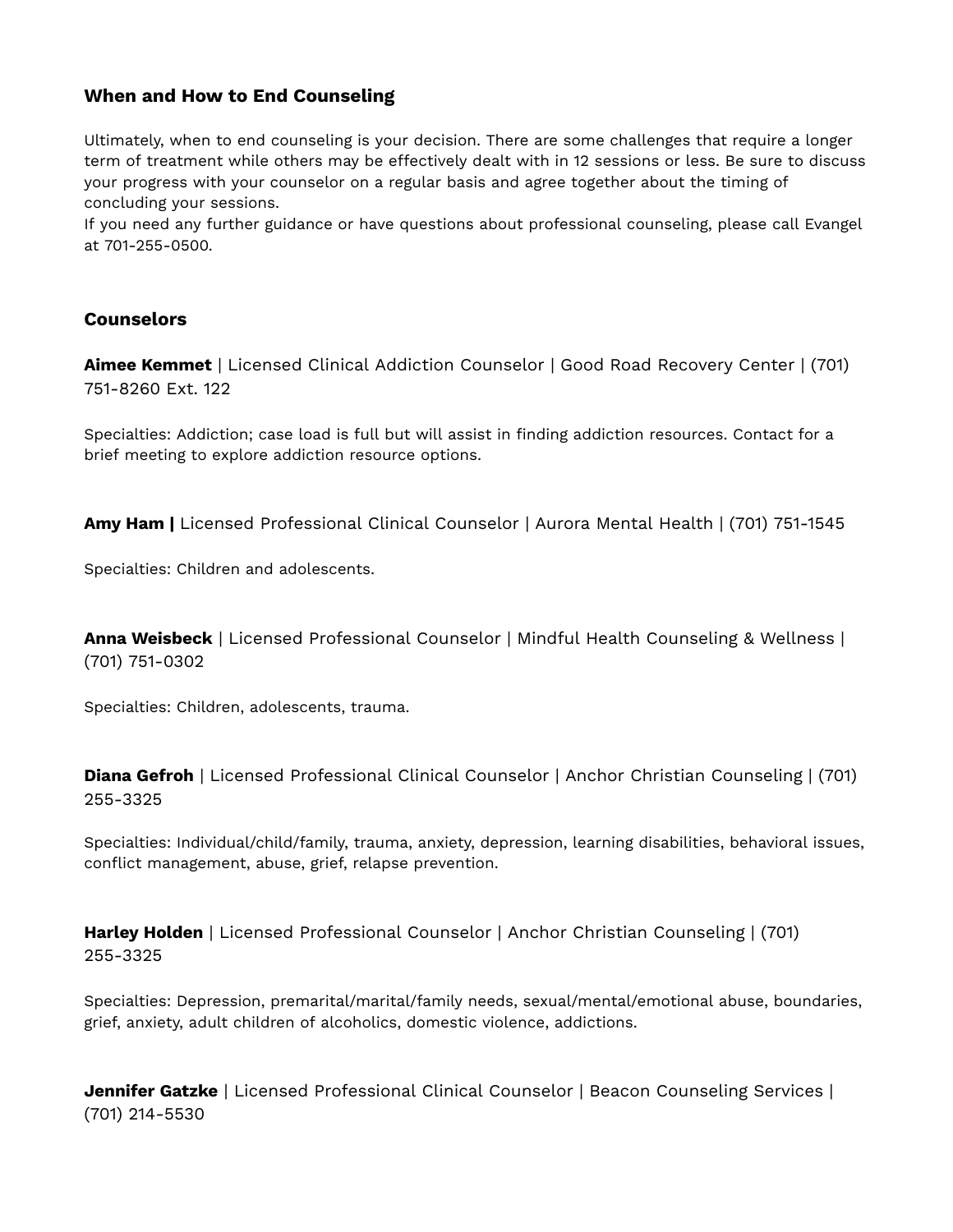### When and How to End Counseling

Ultimately, when to end counseling is your decision. There are some challenges that require a longer term of treatment while others may be effectively dealt with in 12 sessions or less. Be sure to discuss your progress with your counselor on a regular basis and agree together about the timing of concluding your sessions.
If you need any further guidance or have questions about professional counseling, please call Evangel at 701-255-0500.

### Counselors

**Aimee Kemmet** | Licensed Clinical Addiction Counselor | Good Road Recovery Center | (701) 751-8260 Ext. 122

Specialties: Addiction; case load is full but will assist in finding addiction resources. Contact for a brief meeting to explore addiction resource options.

**Amy Ham |** Licensed Professional Clinical Counselor | Aurora Mental Health | (701) 751-1545

Specialties: Children and adolescents.

**Anna Weisbeck** | Licensed Professional Counselor | Mindful Health Counseling & Wellness | (701) 751-0302

Specialties: Children, adolescents, trauma.

**Diana Gefroh** | Licensed Professional Clinical Counselor | Anchor Christian Counseling | (701) 255-3325

Specialties: Individual/child/family, trauma, anxiety, depression, learning disabilities, behavioral issues, conflict management, abuse, grief, relapse prevention.

**Harley Holden** | Licensed Professional Counselor | Anchor Christian Counseling | (701) 255-3325

Specialties: Depression, premarital/marital/family needs, sexual/mental/emotional abuse, boundaries, grief, anxiety, adult children of alcoholics, domestic violence, addictions.

**Jennifer Gatzke** | Licensed Professional Clinical Counselor | Beacon Counseling Services | (701) 214-5530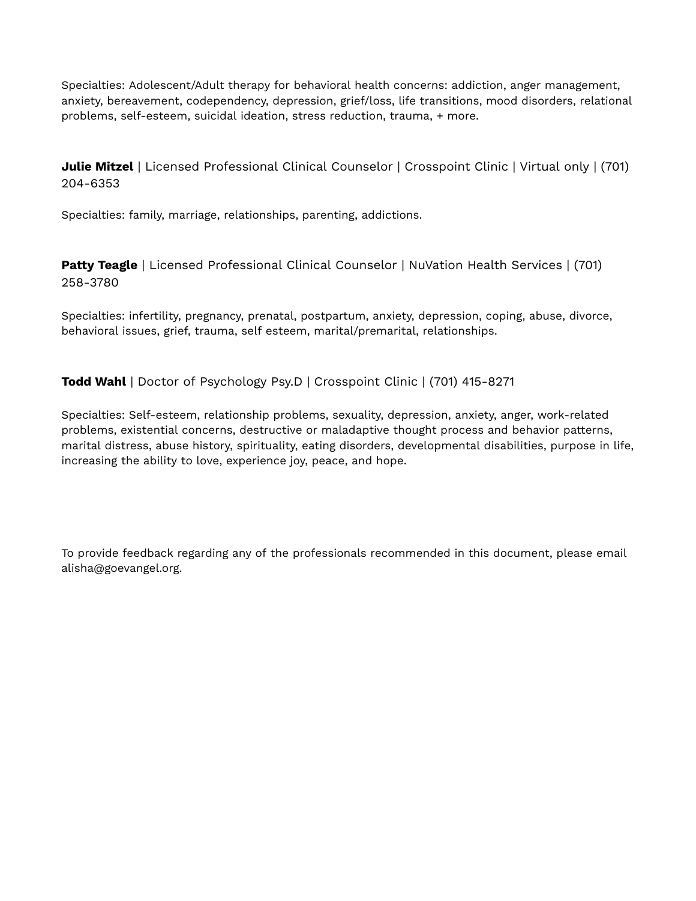Specialties: Adolescent/Adult therapy for behavioral health concerns: addiction, anger management, anxiety, bereavement, codependency, depression, grief/loss, life transitions, mood disorders, relational problems, self-esteem, suicidal ideation, stress reduction, trauma, + more.

**Julie Mitzel** | Licensed Professional Clinical Counselor | Crosspoint Clinic | Virtual only | (701) 204-6353

Specialties: family, marriage, relationships, parenting, addictions.

**Patty Teagle** | Licensed Professional Clinical Counselor | NuVation Health Services | (701) 258-3780

Specialties: infertility, pregnancy, prenatal, postpartum, anxiety, depression, coping, abuse, divorce, behavioral issues, grief, trauma, self esteem, marital/premarital, relationships.

**Todd Wahl** | Doctor of Psychology Psy.D | Crosspoint Clinic | (701) 415-8271

Specialties: Self-esteem, relationship problems, sexuality, depression, anxiety, anger, work-related problems, existential concerns, destructive or maladaptive thought process and behavior patterns, marital distress, abuse history, spirituality, eating disorders, developmental disabilities, purpose in life, increasing the ability to love, experience joy, peace, and hope.

To provide feedback regarding any of the professionals recommended in this document, please email alisha@goevangel.org.